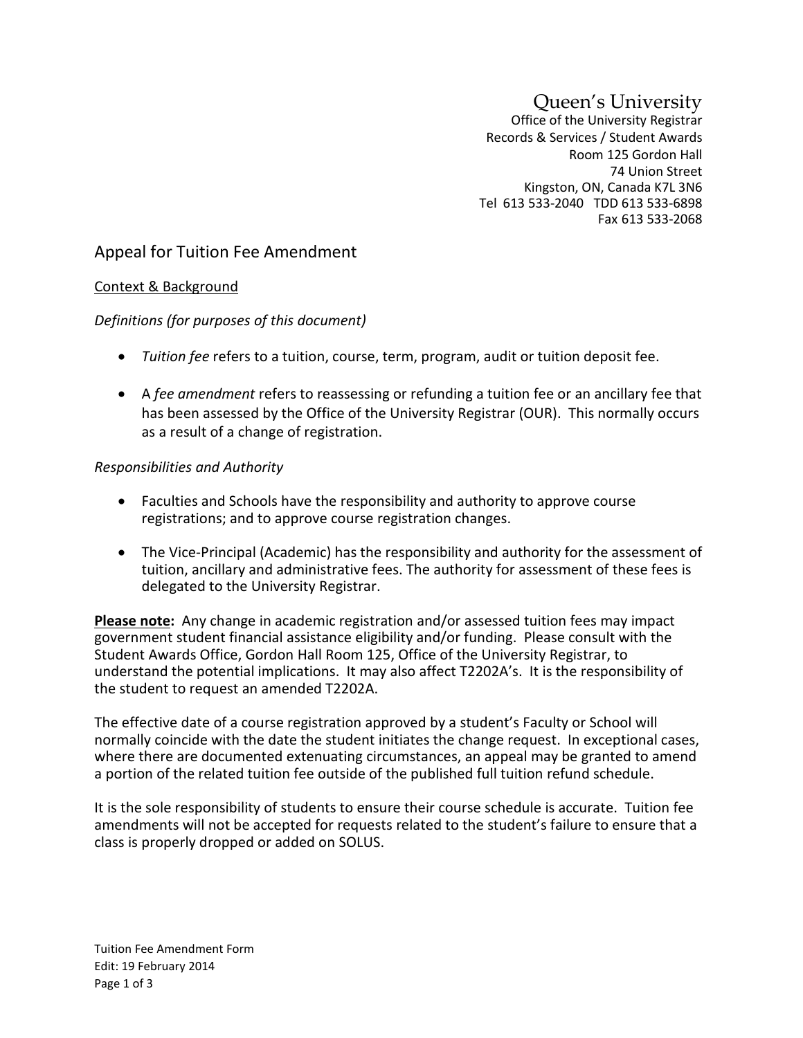Queen's University

Office of the University Registrar
Records & Services / Student Awards
Room 125 Gordon Hall
74 Union Street
Kingston, ON, Canada K7L 3N6
Tel 613 533-2040 TDD 613 533-6898
Fax 613 533-2068

# Appeal for Tuition Fee Amendment

## Context & Background

*Definitions (for purposes of this document)*

- *Tuition fee* refers to a tuition, course, term, program, audit or tuition deposit fee.
- A *fee amendment* refers to reassessing or refunding a tuition fee or an ancillary fee that has been assessed by the Office of the University Registrar (OUR). This normally occurs as a result of a change of registration.

*Responsibilities and Authority*

- Faculties and Schools have the responsibility and authority to approve course registrations; and to approve course registration changes.
- The Vice-Principal (Academic) has the responsibility and authority for the assessment of tuition, ancillary and administrative fees. The authority for assessment of these fees is delegated to the University Registrar.

**Please note:** Any change in academic registration and/or assessed tuition fees may impact government student financial assistance eligibility and/or funding. Please consult with the Student Awards Office, Gordon Hall Room 125, Office of the University Registrar, to understand the potential implications. It may also affect T2202A's. It is the responsibility of the student to request an amended T2202A.

The effective date of a course registration approved by a student's Faculty or School will normally coincide with the date the student initiates the change request. In exceptional cases, where there are documented extenuating circumstances, an appeal may be granted to amend a portion of the related tuition fee outside of the published full tuition refund schedule.

It is the sole responsibility of students to ensure their course schedule is accurate. Tuition fee amendments will not be accepted for requests related to the student's failure to ensure that a class is properly dropped or added on SOLUS.

Tuition Fee Amendment Form
Edit: 19 February 2014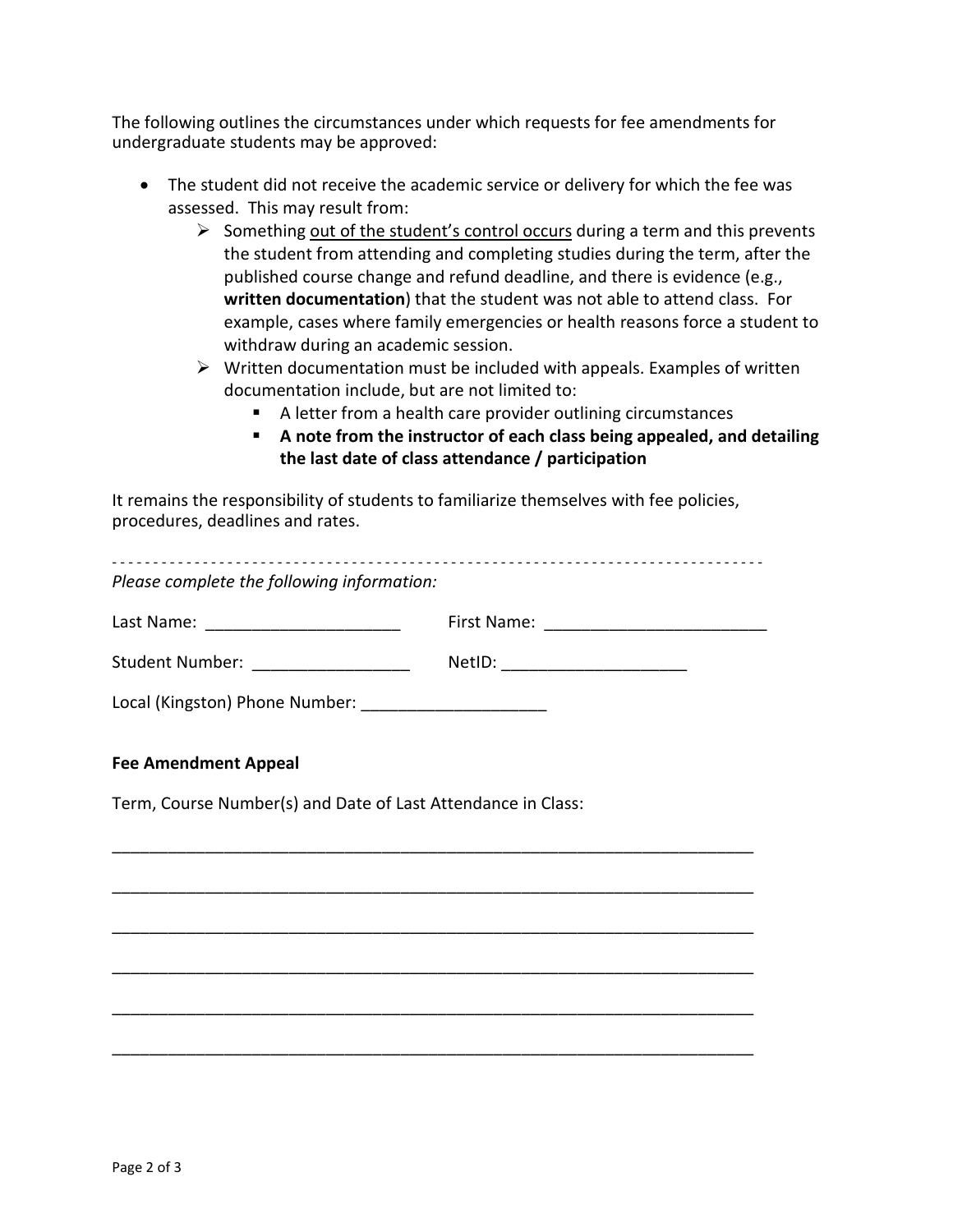The following outlines the circumstances under which requests for fee amendments for undergraduate students may be approved:

- The student did not receive the academic service or delivery for which the fee was assessed. This may result from:
  - Something <u>out of the student's control occurs</u> during a term and this prevents the student from attending and completing studies during the term, after the published course change and refund deadline, and there is evidence (e.g., **written documentation**) that the student was not able to attend class. For example, cases where family emergencies or health reasons force a student to withdraw during an academic session.
  - Written documentation must be included with appeals. Examples of written documentation include, but are not limited to:
    - A letter from a health care provider outlining circumstances
    - **A note from the instructor of each class being appealed, and detailing the last date of class attendance / participation**

It remains the responsibility of students to familiarize themselves with fee policies, procedures, deadlines and rates.

- - - - - - - - - - - - - - - - - - - - - - - - - - - - - - - - - - - - - - - - - - - - - - - - - - - - - - - - - - - - - - - - - - - - - - - - - - -

*Please complete the following information:*

Last Name: _____________________ First Name: ________________________

Student Number: _________________ NetID: ____________________

Local (Kingston) Phone Number: ____________________

**Fee Amendment Appeal**

Term, Course Number(s) and Date of Last Attendance in Class:

______________________________________________________________________

______________________________________________________________________

______________________________________________________________________

______________________________________________________________________

______________________________________________________________________

______________________________________________________________________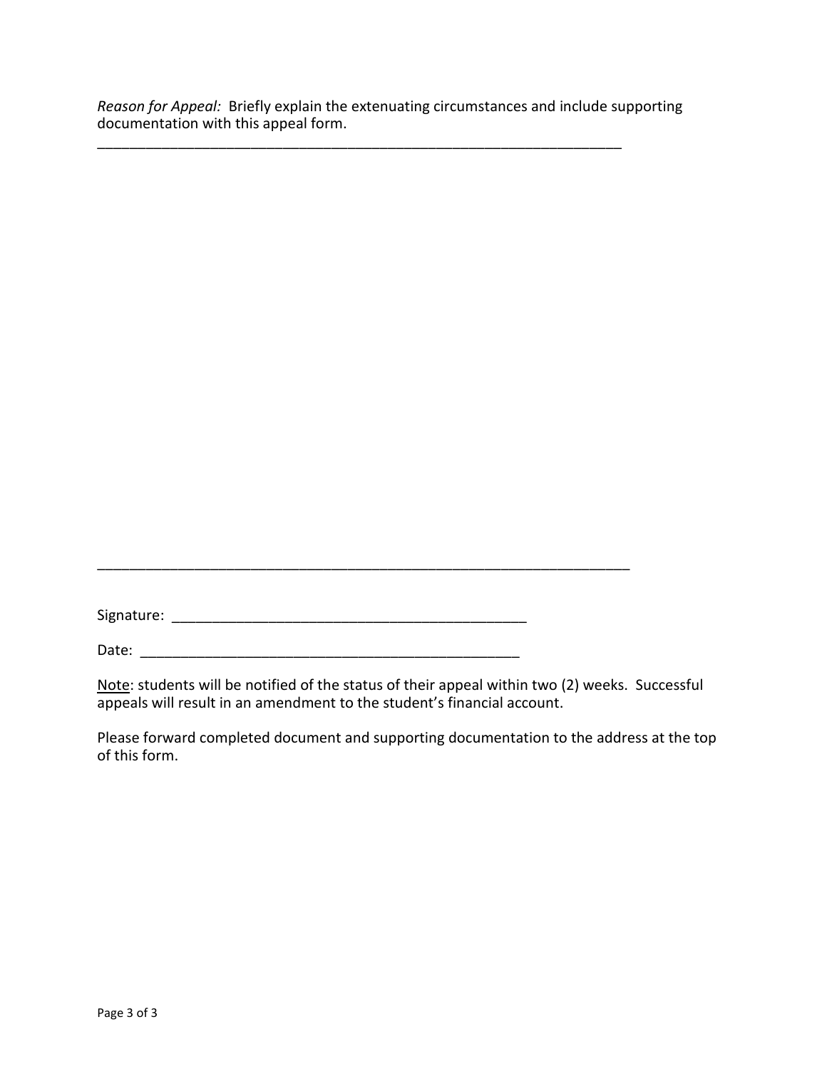*Reason for Appeal:* Briefly explain the extenuating circumstances and include supporting documentation with this appeal form.

_____________________________________________________________________

_____________________________________________________________________

Signature: _____________________________________________

Date: _________________________________________________

<u>Note</u>: students will be notified of the status of their appeal within two (2) weeks. Successful appeals will result in an amendment to the student's financial account.

Please forward completed document and supporting documentation to the address at the top of this form.